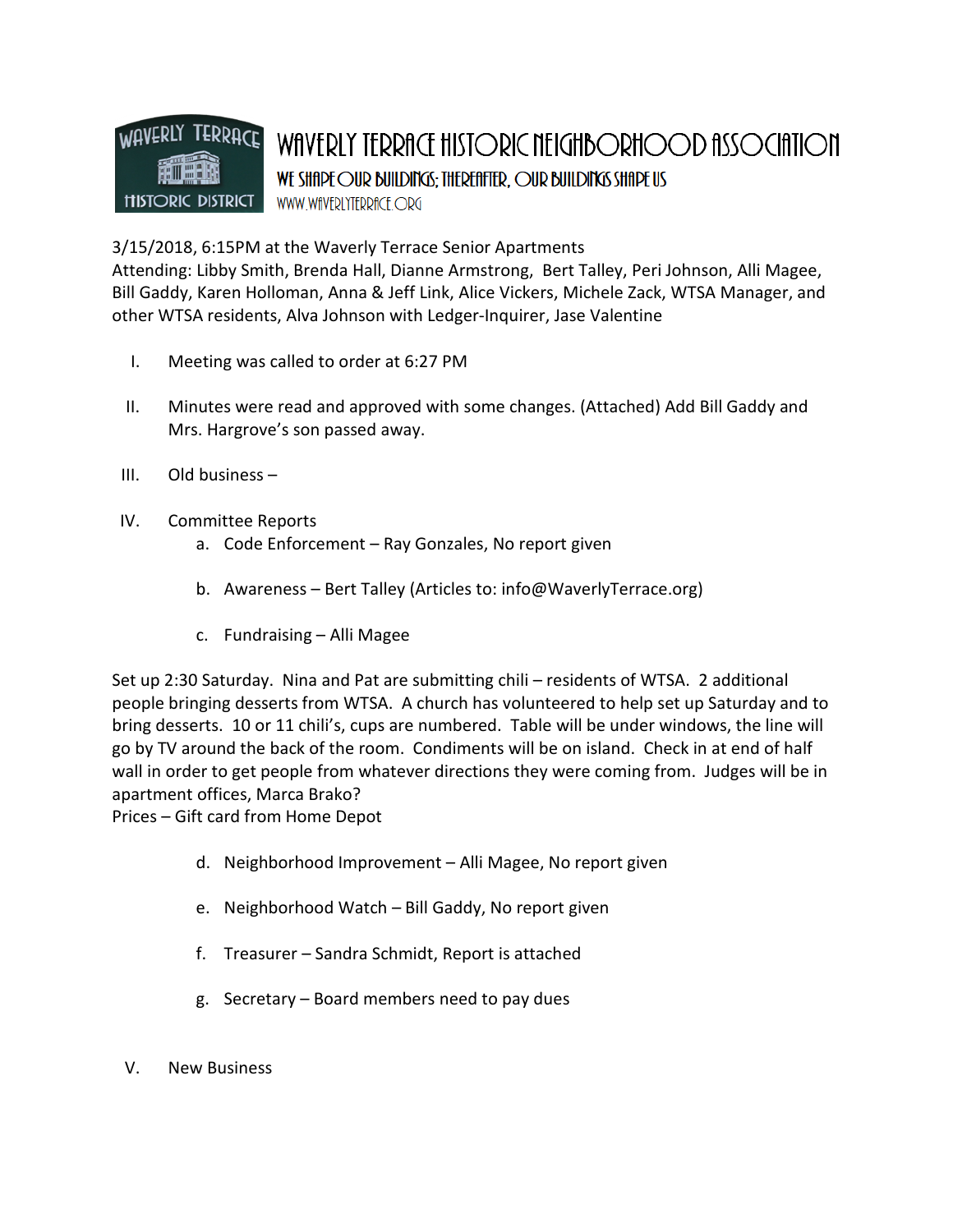# WAVERLY TERRACE HISTORIC NEIGHBORHOOD ASSOCIATION

**WE SHAPE OUR BUILDINGS; THEREAFTER, OUR BUILDINGS SHAPE US**

WWW.WAVERLYTERRACE.ORG

3/15/2018, 6:15PM at the Waverly Terrace Senior Apartments
Attending: Libby Smith, Brenda Hall, Dianne Armstrong, Bert Talley, Peri Johnson, Alli Magee, Bill Gaddy, Karen Holloman, Anna & Jeff Link, Alice Vickers, Michele Zack, WTSA Manager, and other WTSA residents, Alva Johnson with Ledger-Inquirer, Jase Valentine

I. Meeting was called to order at 6:27 PM

II. Minutes were read and approved with some changes. (Attached) Add Bill Gaddy and Mrs. Hargrove's son passed away.

III. Old business –

IV. Committee Reports
   a. Code Enforcement – Ray Gonzales, No report given

   b. Awareness – Bert Talley (Articles to: info@WaverlyTerrace.org)

   c. Fundraising – Alli Magee

Set up 2:30 Saturday. Nina and Pat are submitting chili – residents of WTSA. 2 additional people bringing desserts from WTSA. A church has volunteered to help set up Saturday and to bring desserts. 10 or 11 chili's, cups are numbered. Table will be under windows, the line will go by TV around the back of the room. Condiments will be on island. Check in at end of half wall in order to get people from whatever directions they were coming from. Judges will be in apartment offices, Marca Brako?
Prices – Gift card from Home Depot

   d. Neighborhood Improvement – Alli Magee, No report given

   e. Neighborhood Watch – Bill Gaddy, No report given

   f. Treasurer – Sandra Schmidt, Report is attached

   g. Secretary – Board members need to pay dues

V. New Business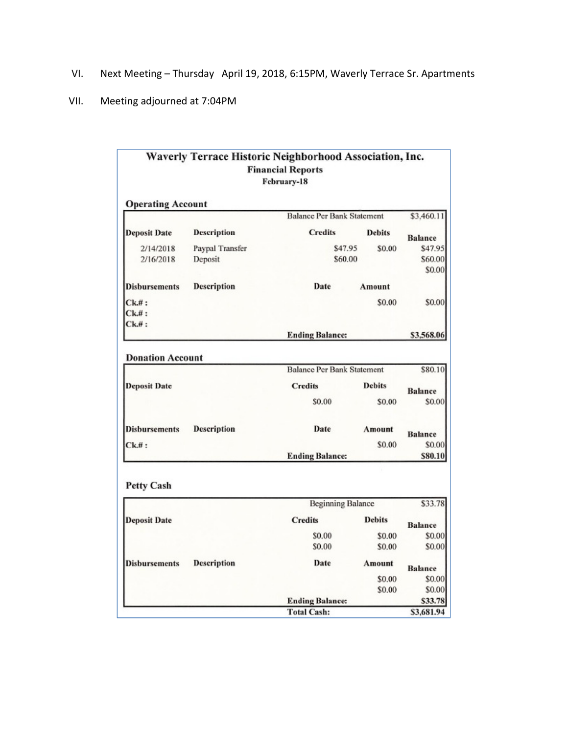VI. Next Meeting – Thursday April 19, 2018, 6:15PM, Waverly Terrace Sr. Apartments

VII. Meeting adjourned at 7:04PM

## Waverly Terrace Historic Neighborhood Association, Inc.

**Financial Reports**

**February-18**

### Operating Account

| | | | | |
|---|---|---|---|---|
| | | Balance Per Bank Statement | | $3,460.11 |
| **Deposit Date** | **Description** | **Credits** | **Debits** | **Balance** |
| 2/14/2018 | Paypal Transfer | $47.95 | $0.00 | $47.95 |
| 2/16/2018 | Deposit | $60.00 | | $60.00 |
| | | | | $0.00 |
| **Disbursements** | **Description** | **Date** | **Amount** | |
| Ck.# : | | | $0.00 | $0.00 |
| Ck.# : | | | | |
| Ck.# : | | | | |
| | | **Ending Balance:** | | **$3,568.06** |

### Donation Account

| | | | | |
|---|---|---|---|---|
| | | Balance Per Bank Statement | | $80.10 |
| **Deposit Date** | | **Credits** | **Debits** | **Balance** |
| | | $0.00 | $0.00 | $0.00 |
| **Disbursements** | **Description** | **Date** | **Amount** | **Balance** |
| Ck.# : | | | $0.00 | $0.00 |
| | | **Ending Balance:** | | **$80.10** |

### Petty Cash

| | | | | |
|---|---|---|---|---|
| | | Beginning Balance | | $33.78 |
| **Deposit Date** | | **Credits** | **Debits** | **Balance** |
| | | $0.00 | $0.00 | $0.00 |
| | | $0.00 | $0.00 | $0.00 |
| **Disbursements** | **Description** | **Date** | **Amount** | **Balance** |
| | | | $0.00 | $0.00 |
| | | | $0.00 | $0.00 |
| | | **Ending Balance:** | | **$33.78** |
| | | **Total Cash:** | | **$3,681.94** |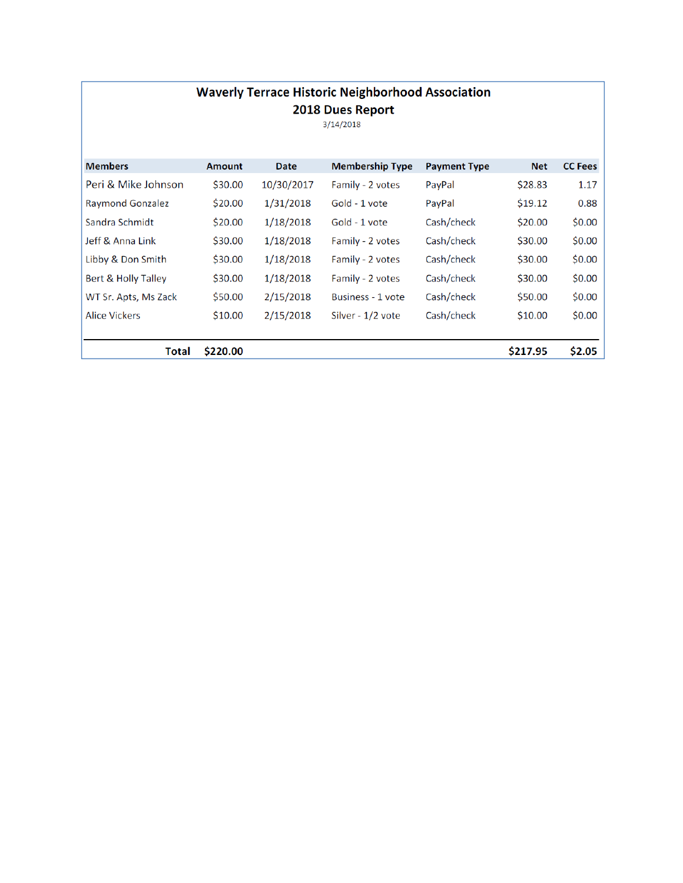# Waverly Terrace Historic Neighborhood Association

## 2018 Dues Report

3/14/2018

| Members | Amount | Date | Membership Type | Payment Type | Net | CC Fees |
|---|---|---|---|---|---|---|
| Peri & Mike Johnson | $30.00 | 10/30/2017 | Family - 2 votes | PayPal | $28.83 | 1.17 |
| Raymond Gonzalez | $20.00 | 1/31/2018 | Gold - 1 vote | PayPal | $19.12 | 0.88 |
| Sandra Schmidt | $20.00 | 1/18/2018 | Gold - 1 vote | Cash/check | $20.00 | $0.00 |
| Jeff & Anna Link | $30.00 | 1/18/2018 | Family - 2 votes | Cash/check | $30.00 | $0.00 |
| Libby & Don Smith | $30.00 | 1/18/2018 | Family - 2 votes | Cash/check | $30.00 | $0.00 |
| Bert & Holly Talley | $30.00 | 1/18/2018 | Family - 2 votes | Cash/check | $30.00 | $0.00 |
| WT Sr. Apts, Ms Zack | $50.00 | 2/15/2018 | Business - 1 vote | Cash/check | $50.00 | $0.00 |
| Alice Vickers | $10.00 | 2/15/2018 | Silver - 1/2 vote | Cash/check | $10.00 | $0.00 |
| **Total** | **$220.00** | | | | **$217.95** | **$2.05** |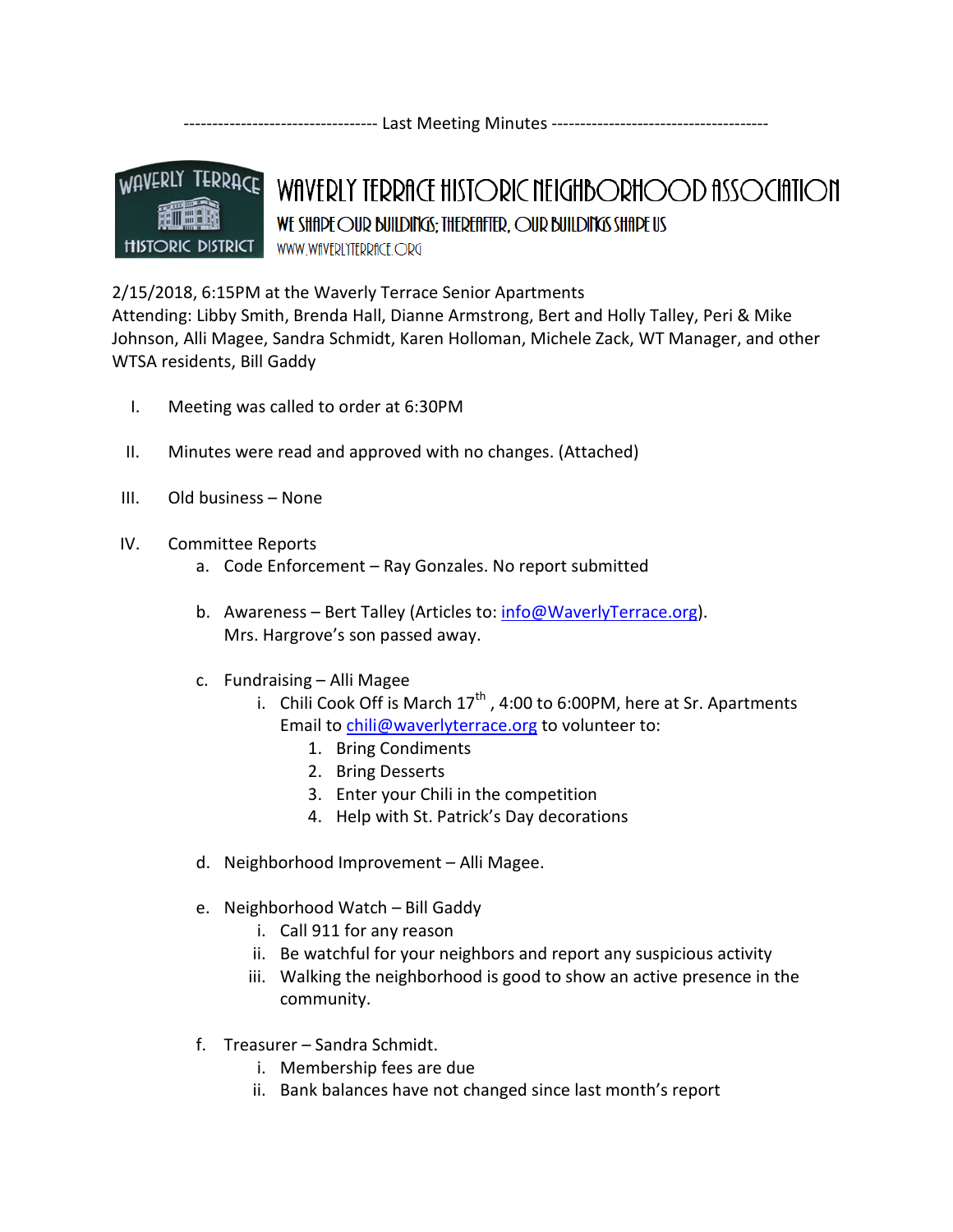---------------------------------- Last Meeting Minutes --------------------------------------

# WAVERLY TERRACE HISTORIC NEIGHBORHOOD ASSOCIATION

WE SHAPE OUR BUILDINGS; THEREAFTER, OUR BUILDINGS SHAPE US

WWW.WAVERLYTERRACE.ORG

2/15/2018, 6:15PM at the Waverly Terrace Senior Apartments
Attending: Libby Smith, Brenda Hall, Dianne Armstrong, Bert and Holly Talley, Peri & Mike Johnson, Alli Magee, Sandra Schmidt, Karen Holloman, Michele Zack, WT Manager, and other WTSA residents, Bill Gaddy

I. Meeting was called to order at 6:30PM

II. Minutes were read and approved with no changes. (Attached)

III. Old business – None

IV. Committee Reports
   a. Code Enforcement – Ray Gonzales. No report submitted

   b. Awareness – Bert Talley (Articles to: info@WaverlyTerrace.org).
      Mrs. Hargrove's son passed away.

   c. Fundraising – Alli Magee
      i. Chili Cook Off is March 17th , 4:00 to 6:00PM, here at Sr. Apartments
         Email to chili@waverlyterrace.org to volunteer to:
         1. Bring Condiments
         2. Bring Desserts
         3. Enter your Chili in the competition
         4. Help with St. Patrick's Day decorations

   d. Neighborhood Improvement – Alli Magee.

   e. Neighborhood Watch – Bill Gaddy
      i. Call 911 for any reason
      ii. Be watchful for your neighbors and report any suspicious activity
      iii. Walking the neighborhood is good to show an active presence in the community.

   f. Treasurer – Sandra Schmidt.
      i. Membership fees are due
      ii. Bank balances have not changed since last month's report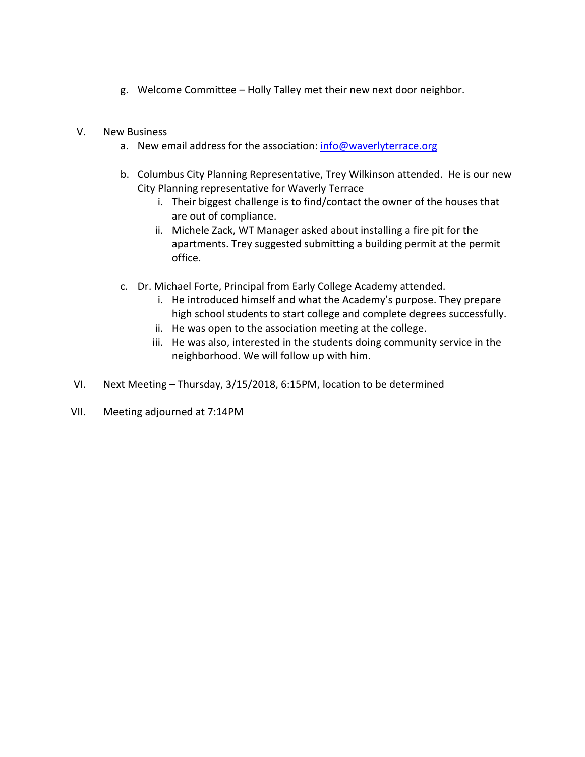g. Welcome Committee – Holly Talley met their new next door neighbor.

V. New Business

a. New email address for the association: info@waverlyterrace.org

b. Columbus City Planning Representative, Trey Wilkinson attended. He is our new City Planning representative for Waverly Terrace

   i. Their biggest challenge is to find/contact the owner of the houses that are out of compliance.

   ii. Michele Zack, WT Manager asked about installing a fire pit for the apartments. Trey suggested submitting a building permit at the permit office.

c. Dr. Michael Forte, Principal from Early College Academy attended.

   i. He introduced himself and what the Academy's purpose. They prepare high school students to start college and complete degrees successfully.

   ii. He was open to the association meeting at the college.

   iii. He was also, interested in the students doing community service in the neighborhood. We will follow up with him.

VI. Next Meeting – Thursday, 3/15/2018, 6:15PM, location to be determined

VII. Meeting adjourned at 7:14PM